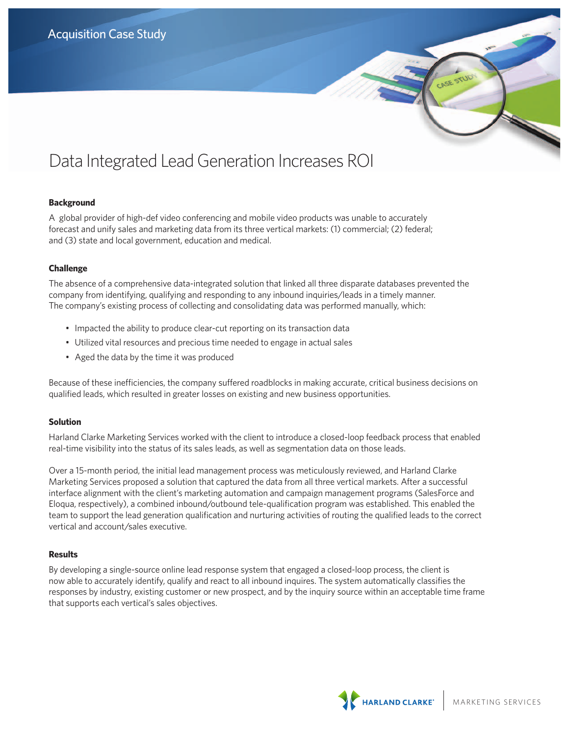Acquisition Case Study

# Data Integrated Lead Generation Increases ROI

### Background

A global provider of high-def video conferencing and mobile video products was unable to accurately forecast and unify sales and marketing data from its three vertical markets: (1) commercial; (2) federal; and (3) state and local government, education and medical.

### Challenge

The absence of a comprehensive data-integrated solution that linked all three disparate databases prevented the company from identifying, qualifying and responding to any inbound inquiries/leads in a timely manner. The company's existing process of collecting and consolidating data was performed manually, which:

- Impacted the ability to produce clear-cut reporting on its transaction data
- Utilized vital resources and precious time needed to engage in actual sales
- Aged the data by the time it was produced

Because of these inefficiencies, the company suffered roadblocks in making accurate, critical business decisions on qualified leads, which resulted in greater losses on existing and new business opportunities.

### Solution

Harland Clarke Marketing Services worked with the client to introduce a closed-loop feedback process that enabled real-time visibility into the status of its sales leads, as well as segmentation data on those leads.

Over a 15-month period, the initial lead management process was meticulously reviewed, and Harland Clarke Marketing Services proposed a solution that captured the data from all three vertical markets. After a successful interface alignment with the client's marketing automation and campaign management programs (SalesForce and Eloqua, respectively), a combined inbound/outbound tele-qualification program was established. This enabled the team to support the lead generation qualification and nurturing activities of routing the qualified leads to the correct vertical and account/sales executive.

### Results

By developing a single-source online lead response system that engaged a closed-loop process, the client is now able to accurately identify, qualify and react to all inbound inquires. The system automatically classifies the responses by industry, existing customer or new prospect, and by the inquiry source within an acceptable time frame that supports each vertical's sales objectives.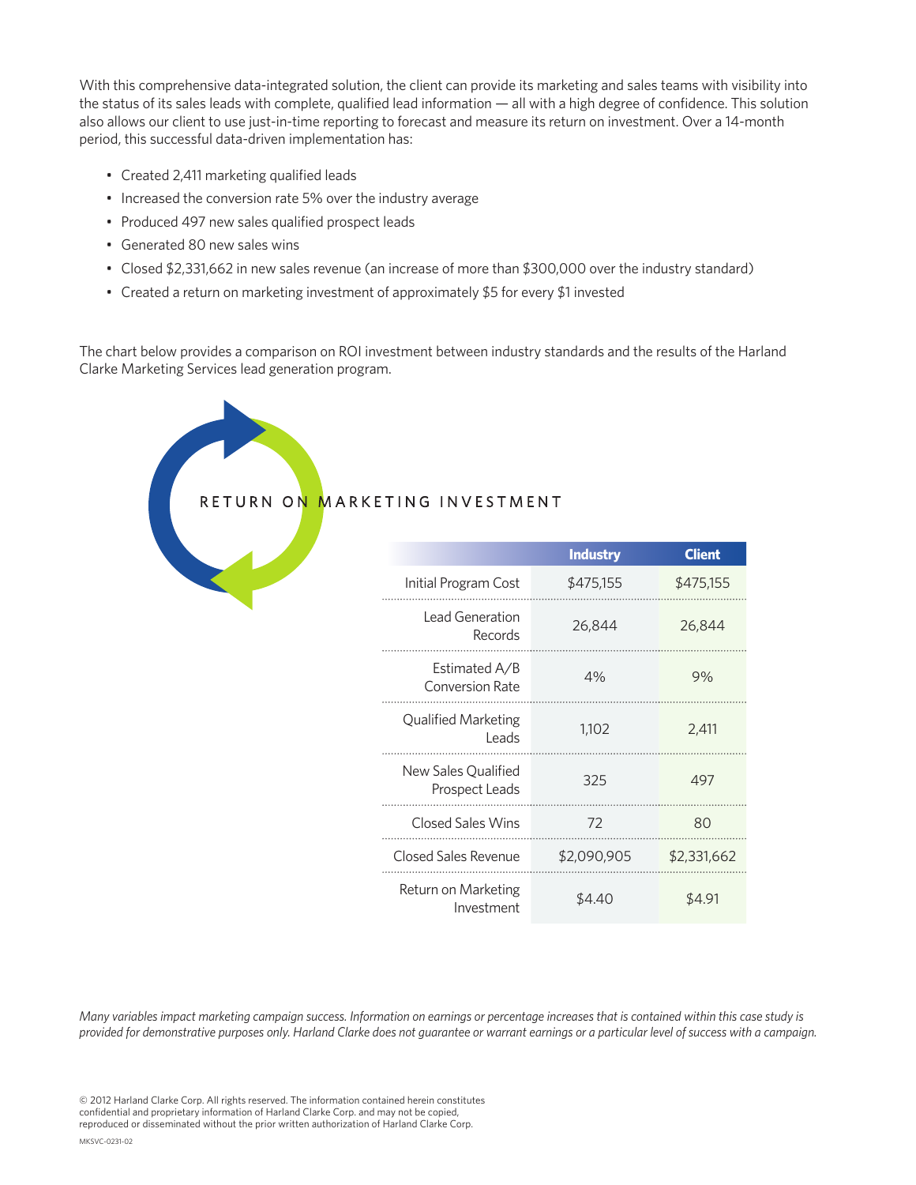With this comprehensive data-integrated solution, the client can provide its marketing and sales teams with visibility into the status of its sales leads with complete, qualified lead information — all with a high degree of confidence. This solution also allows our client to use just-in-time reporting to forecast and measure its return on investment. Over a 14-month period, this successful data-driven implementation has:

- Created 2,411 marketing qualified leads
- Increased the conversion rate 5% over the industry average
- Produced 497 new sales qualified prospect leads
- Generated 80 new sales wins
- Closed $2,331,662 in new sales revenue (an increase of more than $300,000 over the industry standard)
- Created a return on marketing investment of approximately $5 for every $1 invested

The chart below provides a comparison on ROI investment between industry standards and the results of the Harland Clarke Marketing Services lead generation program.

## RETURN ON MARKETING INVESTMENT

| | Industry | Client |
|---|---|---|
| Initial Program Cost | $475,155 | $475,155 |
| Lead Generation Records | 26,844 | 26,844 |
| Estimated A/B Conversion Rate | 4% | 9% |
| Qualified Marketing Leads | 1,102 | 2,411 |
| New Sales Qualified Prospect Leads | 325 | 497 |
| Closed Sales Wins | 72 | 80 |
| Closed Sales Revenue | $2,090,905 | $2,331,662 |
| Return on Marketing Investment | $4.40 | $4.91 |

*Many variables impact marketing campaign success. Information on earnings or percentage increases that is contained within this case study is provided for demonstrative purposes only. Harland Clarke does not guarantee or warrant earnings or a particular level of success with a campaign.*

© 2012 Harland Clarke Corp. All rights reserved. The information contained herein constitutes confidential and proprietary information of Harland Clarke Corp. and may not be copied, reproduced or disseminated without the prior written authorization of Harland Clarke Corp.

MKSVC-0231-02